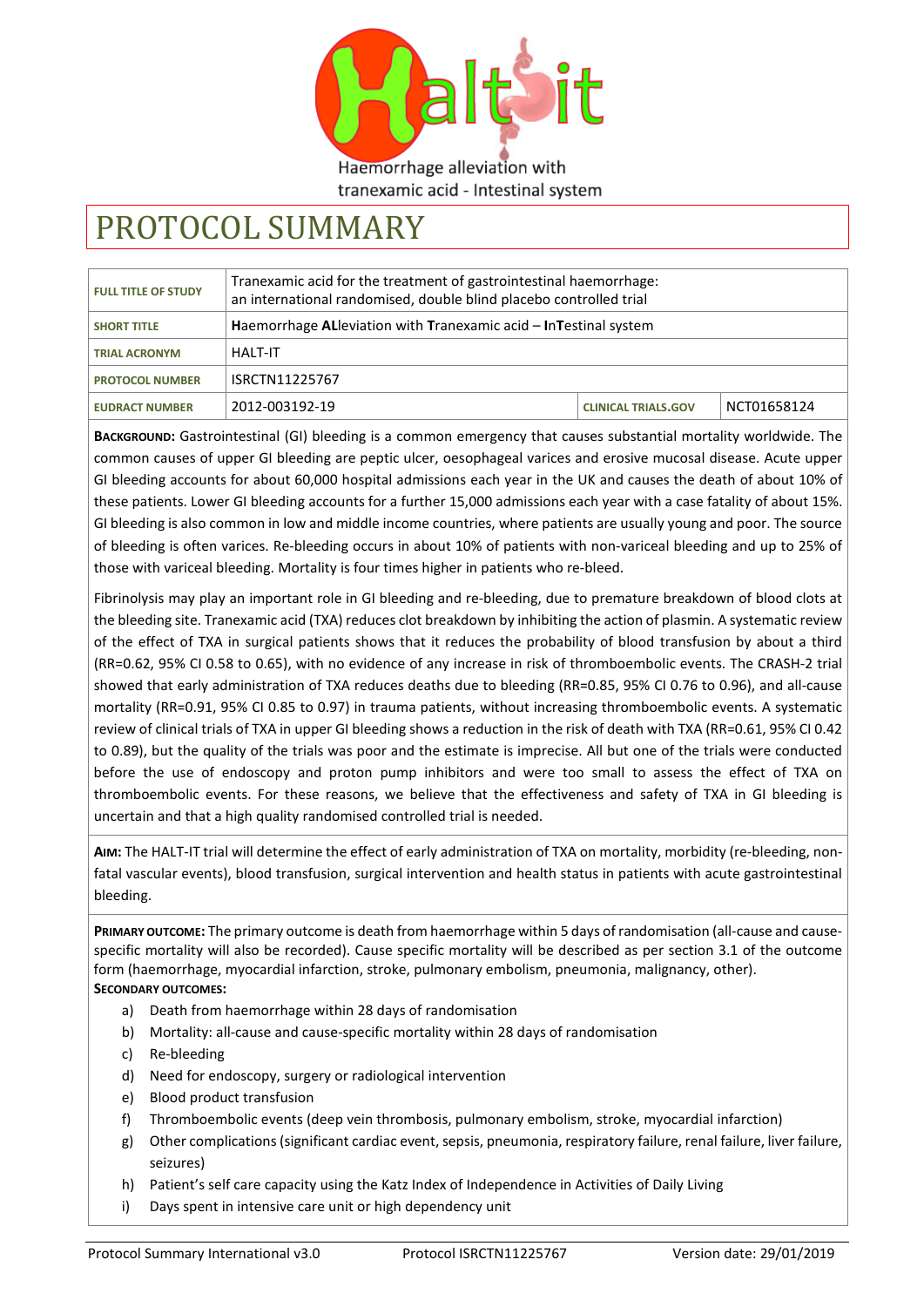Haemorrhage alleviation with tranexamic acid - Intestinal system

# PROTOCOL SUMMARY

| FULL TITLE OF STUDY | Tranexamic acid for the treatment of gastrointestinal haemorrhage: an international randomised, double blind placebo controlled trial | | |
|---|---|---|---|
| SHORT TITLE | **H**aemorrhage **AL**leviation with **T**ranexamic acid – **I**n**T**estinal system | | |
| TRIAL ACRONYM | HALT-IT | | |
| PROTOCOL NUMBER | ISRCTN11225767 | | |
| EUDRACT NUMBER | 2012-003192-19 | CLINICAL TRIALS.GOV | NCT01658124 |

**BACKGROUND:** Gastrointestinal (GI) bleeding is a common emergency that causes substantial mortality worldwide. The common causes of upper GI bleeding are peptic ulcer, oesophageal varices and erosive mucosal disease. Acute upper GI bleeding accounts for about 60,000 hospital admissions each year in the UK and causes the death of about 10% of these patients. Lower GI bleeding accounts for a further 15,000 admissions each year with a case fatality of about 15%. GI bleeding is also common in low and middle income countries, where patients are usually young and poor. The source of bleeding is often varices. Re-bleeding occurs in about 10% of patients with non-variceal bleeding and up to 25% of those with variceal bleeding. Mortality is four times higher in patients who re-bleed.

Fibrinolysis may play an important role in GI bleeding and re-bleeding, due to premature breakdown of blood clots at the bleeding site. Tranexamic acid (TXA) reduces clot breakdown by inhibiting the action of plasmin. A systematic review of the effect of TXA in surgical patients shows that it reduces the probability of blood transfusion by about a third (RR=0.62, 95% CI 0.58 to 0.65), with no evidence of any increase in risk of thromboembolic events. The CRASH-2 trial showed that early administration of TXA reduces deaths due to bleeding (RR=0.85, 95% CI 0.76 to 0.96), and all-cause mortality (RR=0.91, 95% CI 0.85 to 0.97) in trauma patients, without increasing thromboembolic events. A systematic review of clinical trials of TXA in upper GI bleeding shows a reduction in the risk of death with TXA (RR=0.61, 95% CI 0.42 to 0.89), but the quality of the trials was poor and the estimate is imprecise. All but one of the trials were conducted before the use of endoscopy and proton pump inhibitors and were too small to assess the effect of TXA on thromboembolic events. For these reasons, we believe that the effectiveness and safety of TXA in GI bleeding is uncertain and that a high quality randomised controlled trial is needed.

**AIM:** The HALT-IT trial will determine the effect of early administration of TXA on mortality, morbidity (re-bleeding, non-fatal vascular events), blood transfusion, surgical intervention and health status in patients with acute gastrointestinal bleeding.

**PRIMARY OUTCOME:** The primary outcome is death from haemorrhage within 5 days of randomisation (all-cause and cause-specific mortality will also be recorded). Cause specific mortality will be described as per section 3.1 of the outcome form (haemorrhage, myocardial infarction, stroke, pulmonary embolism, pneumonia, malignancy, other).

**SECONDARY OUTCOMES:**

a) Death from haemorrhage within 28 days of randomisation
b) Mortality: all-cause and cause-specific mortality within 28 days of randomisation
c) Re-bleeding
d) Need for endoscopy, surgery or radiological intervention
e) Blood product transfusion
f) Thromboembolic events (deep vein thrombosis, pulmonary embolism, stroke, myocardial infarction)
g) Other complications (significant cardiac event, sepsis, pneumonia, respiratory failure, renal failure, liver failure, seizures)
h) Patient's self care capacity using the Katz Index of Independence in Activities of Daily Living
i) Days spent in intensive care unit or high dependency unit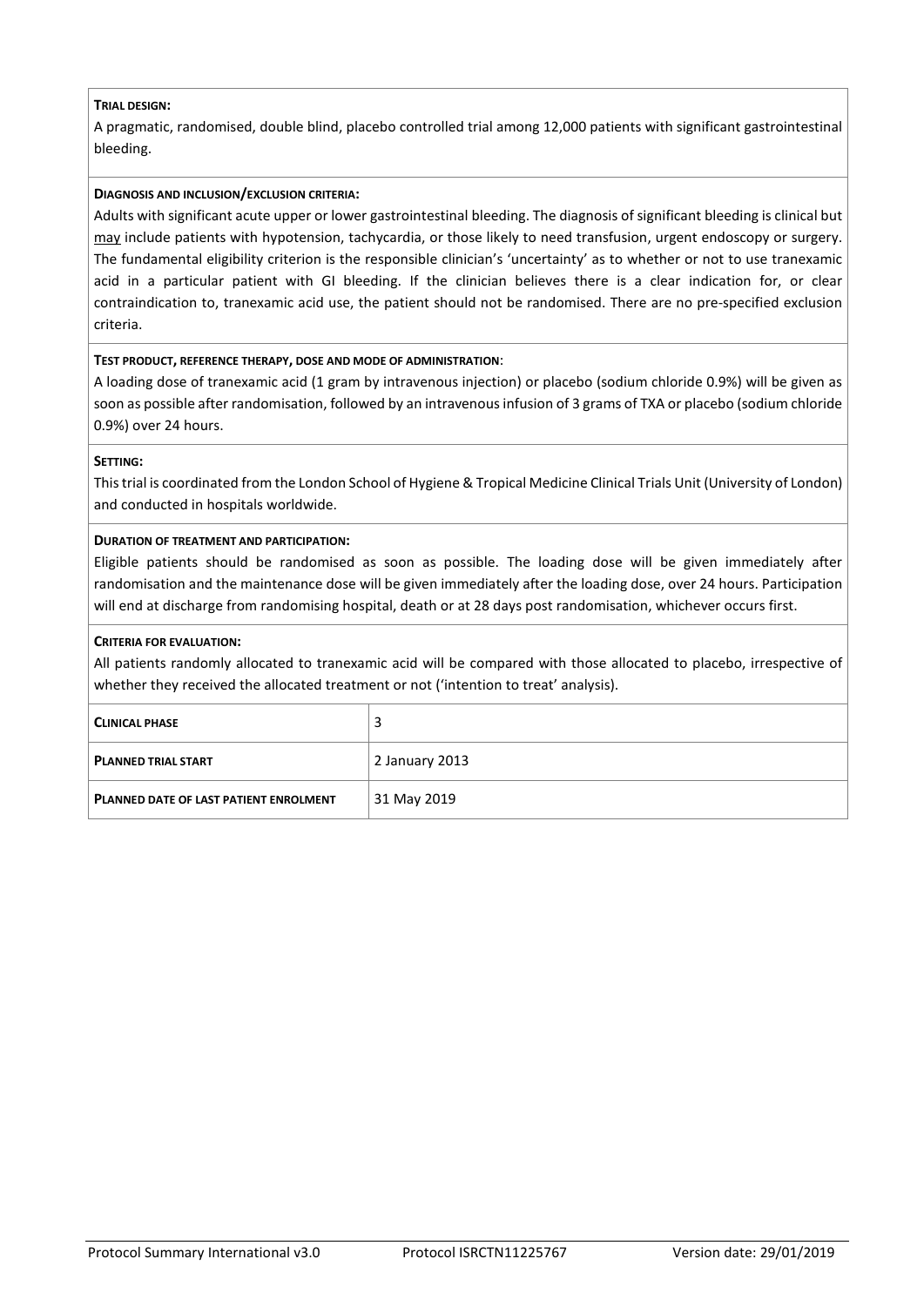**TRIAL DESIGN:**

A pragmatic, randomised, double blind, placebo controlled trial among 12,000 patients with significant gastrointestinal bleeding.

**DIAGNOSIS AND INCLUSION/EXCLUSION CRITERIA:**

Adults with significant acute upper or lower gastrointestinal bleeding. The diagnosis of significant bleeding is clinical but may include patients with hypotension, tachycardia, or those likely to need transfusion, urgent endoscopy or surgery. The fundamental eligibility criterion is the responsible clinician's 'uncertainty' as to whether or not to use tranexamic acid in a particular patient with GI bleeding. If the clinician believes there is a clear indication for, or clear contraindication to, tranexamic acid use, the patient should not be randomised. There are no pre-specified exclusion criteria.

**TEST PRODUCT, REFERENCE THERAPY, DOSE AND MODE OF ADMINISTRATION:**

A loading dose of tranexamic acid (1 gram by intravenous injection) or placebo (sodium chloride 0.9%) will be given as soon as possible after randomisation, followed by an intravenous infusion of 3 grams of TXA or placebo (sodium chloride 0.9%) over 24 hours.

**SETTING:**

This trial is coordinated from the London School of Hygiene & Tropical Medicine Clinical Trials Unit (University of London) and conducted in hospitals worldwide.

**DURATION OF TREATMENT AND PARTICIPATION:**

Eligible patients should be randomised as soon as possible. The loading dose will be given immediately after randomisation and the maintenance dose will be given immediately after the loading dose, over 24 hours. Participation will end at discharge from randomising hospital, death or at 28 days post randomisation, whichever occurs first.

**CRITERIA FOR EVALUATION:**

All patients randomly allocated to tranexamic acid will be compared with those allocated to placebo, irrespective of whether they received the allocated treatment or not ('intention to treat' analysis).

| | |
|---|---|
| **CLINICAL PHASE** | 3 |
| **PLANNED TRIAL START** | 2 January 2013 |
| **PLANNED DATE OF LAST PATIENT ENROLMENT** | 31 May 2019 |